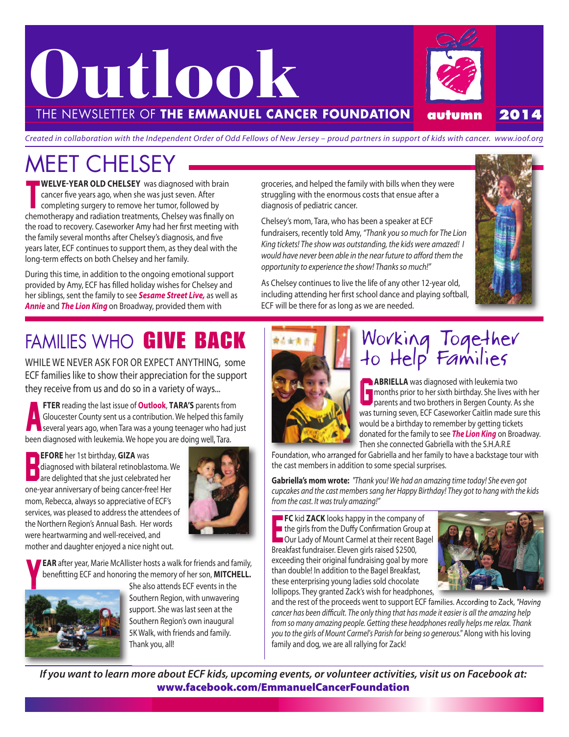# Outlook

THE NEWSLETTER OF **THE EMMANUEL CANCER FOUNDATION** **autumn 2014**

*Created in collaboration with the Independent Order of Odd Fellows of New Jersey – proud partners in support of kids with cancer. www.ioof.org*

## MEET CHELSEY

**TWELVE-YEAR OLD CHELSEY** was diagnosed with brain cancer five years ago, when she was just seven. After completing surgery to remove her tumor, followed by chemotherapy and radiation treatments, Chelsey was finally on the road to recovery. Caseworker Amy had her first meeting with the family several months after Chelsey's diagnosis, and five years later, ECF continues to support them, as they deal with the long-term effects on both Chelsey and her family.

During this time, in addition to the ongoing emotional support provided by Amy, ECF has filled holiday wishes for Chelsey and her siblings, sent the family to see ***Sesame Street Live,*** as well as ***Annie*** and ***The Lion King*** on Broadway, provided them with groceries, and helped the family with bills when they were struggling with the enormous costs that ensue after a diagnosis of pediatric cancer.

Chelsey's mom, Tara, who has been a speaker at ECF fundraisers, recently told Amy, *"Thank you so much for The Lion King tickets! The show was outstanding, the kids were amazed! I would have never been able in the near future to afford them the opportunity to experience the show! Thanks so much!"*

As Chelsey continues to live the life of any other 12-year old, including attending her first school dance and playing softball, ECF will be there for as long as we are needed.

## FAMILIES WHO GIVE BACK

WHILE WE NEVER ASK FOR OR EXPECT ANYTHING, some ECF families like to show their appreciation for the support they receive from us and do so in a variety of ways...

**AFTER** reading the last issue of **Outlook**, **TARA'S** parents from Gloucester County sent us a contribution. We helped this family several years ago, when Tara was a young teenager who had just been diagnosed with leukemia. We hope you are doing well, Tara.

**BEFORE** her 1st birthday, **GIZA** was diagnosed with bilateral retinoblastoma. We are delighted that she just celebrated her one-year anniversary of being cancer-free! Her mom, Rebecca, always so appreciative of ECF's services, was pleased to address the attendees of the Northern Region's Annual Bash. Her words were heartwarming and well-received, and mother and daughter enjoyed a nice night out.

**YEAR** after year, Marie McAllister hosts a walk for friends and family, benefitting ECF and honoring the memory of her son, **MITCHELL.** She also attends ECF events in the Southern Region, with unwavering support. She was last seen at the Southern Region's own inaugural 5K Walk, with friends and family. Thank you, all!

## Working Together to Help Families

**GABRIELLA** was diagnosed with leukemia two months prior to her sixth birthday. She lives with her parents and two brothers in Bergen County. As she was turning seven, ECF Caseworker Caitlin made sure this would be a birthday to remember by getting tickets donated for the family to see ***The Lion King*** on Broadway. Then she connected Gabriella with the S.H.A.R.E Foundation, who arranged for Gabriella and her family to have a backstage tour with the cast members in addition to some special surprises.

**Gabriella's mom wrote:** *"Thank you! We had an amazing time today! She even got cupcakes and the cast members sang her Happy Birthday! They got to hang with the kids from the cast. It was truly amazing!"*

**ECF** kid **ZACK** looks happy in the company of the girls from the Duffy Confirmation Group at Our Lady of Mount Carmel at their recent Bagel Breakfast fundraiser. Eleven girls raised $2500, exceeding their original fundraising goal by more than double! In addition to the Bagel Breakfast, these enterprising young ladies sold chocolate lollipops. They granted Zack's wish for headphones, and the rest of the proceeds went to support ECF families. According to Zack, *"Having cancer has been difficult. The only thing that has made it easier is all the amazing help from so many amazing people. Getting these headphones really helps me relax. Thank you to the girls of Mount Carmel's Parish for being so generous."* Along with his loving family and dog, we are all rallying for Zack!

***If you want to learn more about ECF kids, upcoming events, or volunteer activities, visit us on Facebook at:***
**www.facebook.com/EmmanuelCancerFoundation**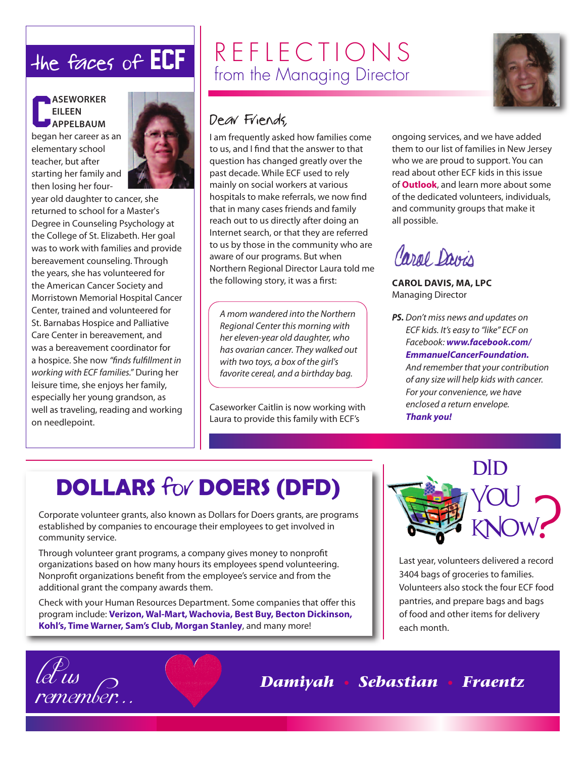## the faces of ECF

**CASEWORKER EILEEN APPELBAUM** began her career as an elementary school teacher, but after starting her family and then losing her four-year old daughter to cancer, she returned to school for a Master's Degree in Counseling Psychology at the College of St. Elizabeth. Her goal was to work with families and provide bereavement counseling. Through the years, she has volunteered for the American Cancer Society and Morristown Memorial Hospital Cancer Center, trained and volunteered for St. Barnabas Hospice and Palliative Care Center in bereavement, and was a bereavement coordinator for a hospice. She now *"finds fulfillment in working with ECF families."* During her leisure time, she enjoys her family, especially her young grandson, as well as traveling, reading and working on needlepoint.

# REFLECTIONS
## from the Managing Director

Dear Friends,

I am frequently asked how families come to us, and I find that the answer to that question has changed greatly over the past decade. While ECF used to rely mainly on social workers at various hospitals to make referrals, we now find that in many cases friends and family reach out to us directly after doing an Internet search, or that they are referred to us by those in the community who are aware of our programs. But when Northern Regional Director Laura told me the following story, it was a first:

> *A mom wandered into the Northern Regional Center this morning with her eleven-year old daughter, who has ovarian cancer. They walked out with two toys, a box of the girl's favorite cereal, and a birthday bag.*

Caseworker Caitlin is now working with Laura to provide this family with ECF's ongoing services, and we have added them to our list of families in New Jersey who we are proud to support. You can read about other ECF kids in this issue of **Outlook**, and learn more about some of the dedicated volunteers, individuals, and community groups that make it all possible.

*Carol Davis*

**CAROL DAVIS, MA, LPC**
Managing Director

***PS.*** *Don't miss news and updates on ECF kids. It's easy to "like" ECF on Facebook:* ***www.facebook.com/EmmanuelCancerFoundation.*** *And remember that your contribution of any size will help kids with cancer. For your convenience, we have enclosed a return envelope.* ***Thank you!***

## DOLLARS for DOERS (DFD)

Corporate volunteer grants, also known as Dollars for Doers grants, are programs established by companies to encourage their employees to get involved in community service.

Through volunteer grant programs, a company gives money to nonprofit organizations based on how many hours its employees spend volunteering. Nonprofit organizations benefit from the employee's service and from the additional grant the company awards them.

Check with your Human Resources Department. Some companies that offer this program include: **Verizon, Wal-Mart, Wachovia, Best Buy, Becton Dickinson, Kohl's, Time Warner, Sam's Club, Morgan Stanley**, and many more!

## DID YOU KNOW?

Last year, volunteers delivered a record 3404 bags of groceries to families. Volunteers also stock the four ECF food pantries, and prepare bags and bags of food and other items for delivery each month.

*let us remember...*

***Damiyah • Sebastian • Fraentz***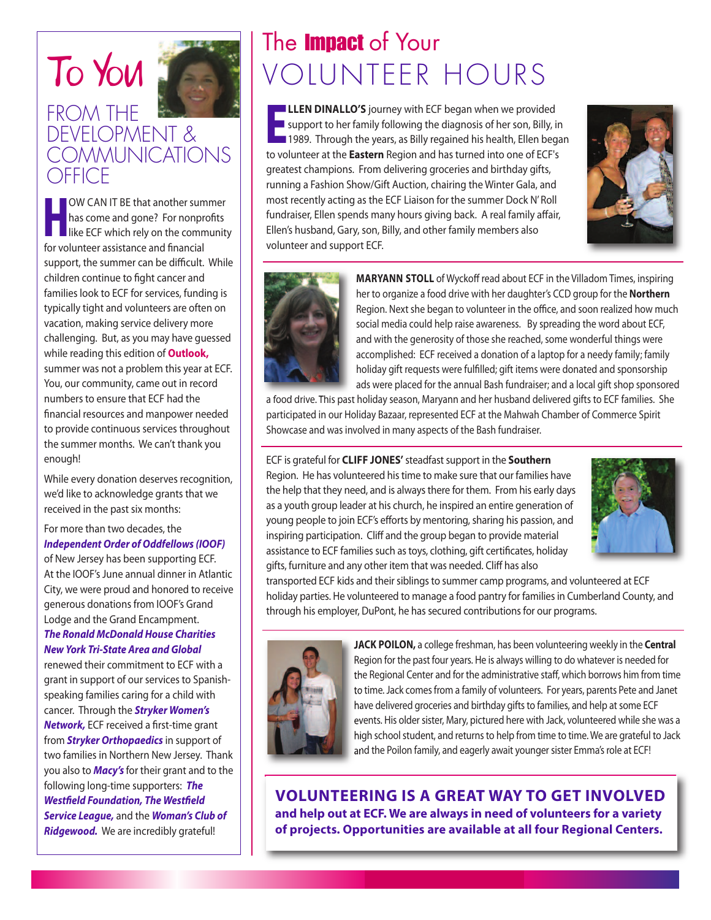# To You

## FROM THE DEVELOPMENT & COMMUNICATIONS OFFICE

**HOW CAN IT BE** that another summer has come and gone? For nonprofits like ECF which rely on the community for volunteer assistance and financial support, the summer can be difficult. While children continue to fight cancer and families look to ECF for services, funding is typically tight and volunteers are often on vacation, making service delivery more challenging. But, as you may have guessed while reading this edition of **Outlook,** summer was not a problem this year at ECF. You, our community, came out in record numbers to ensure that ECF had the financial resources and manpower needed to provide continuous services throughout the summer months. We can't thank you enough!

While every donation deserves recognition, we'd like to acknowledge grants that we received in the past six months:

For more than two decades, the ***Independent Order of Oddfellows (IOOF)*** of New Jersey has been supporting ECF. At the IOOF's June annual dinner in Atlantic City, we were proud and honored to receive generous donations from IOOF's Grand Lodge and the Grand Encampment. ***The Ronald McDonald House Charities New York Tri-State Area and Global*** renewed their commitment to ECF with a grant in support of our services to Spanish-speaking families caring for a child with cancer. Through the ***Stryker Women's Network,*** ECF received a first-time grant from ***Stryker Orthopaedics*** in support of two families in Northern New Jersey. Thank you also to ***Macy's*** for their grant and to the following long-time supporters: ***The Westfield Foundation, The Westfield Service League,*** and the ***Woman's Club of Ridgewood.*** We are incredibly grateful!

# The **Impact** of Your VOLUNTEER HOURS

**ELLEN DINALLO'S** journey with ECF began when we provided support to her family following the diagnosis of her son, Billy, in 1989. Through the years, as Billy regained his health, Ellen began to volunteer at the **Eastern** Region and has turned into one of ECF's greatest champions. From delivering groceries and birthday gifts, running a Fashion Show/Gift Auction, chairing the Winter Gala, and most recently acting as the ECF Liaison for the summer Dock N' Roll fundraiser, Ellen spends many hours giving back. A real family affair, Ellen's husband, Gary, son, Billy, and other family members also volunteer and support ECF.

---

**MARYANN STOLL** of Wyckoff read about ECF in the Villadom Times, inspiring her to organize a food drive with her daughter's CCD group for the **Northern** Region. Next she began to volunteer in the office, and soon realized how much social media could help raise awareness. By spreading the word about ECF, and with the generosity of those she reached, some wonderful things were accomplished: ECF received a donation of a laptop for a needy family; family holiday gift requests were fulfilled; gift items were donated and sponsorship ads were placed for the annual Bash fundraiser; and a local gift shop sponsored a food drive. This past holiday season, Maryann and her husband delivered gifts to ECF families. She participated in our Holiday Bazaar, represented ECF at the Mahwah Chamber of Commerce Spirit Showcase and was involved in many aspects of the Bash fundraiser.

---

ECF is grateful for **CLIFF JONES'** steadfast support in the **Southern** Region. He has volunteered his time to make sure that our families have the help that they need, and is always there for them. From his early days as a youth group leader at his church, he inspired an entire generation of young people to join ECF's efforts by mentoring, sharing his passion, and inspiring participation. Cliff and the group began to provide material assistance to ECF families such as toys, clothing, gift certificates, holiday gifts, furniture and any other item that was needed. Cliff has also transported ECF kids and their siblings to summer camp programs, and volunteered at ECF holiday parties. He volunteered to manage a food pantry for families in Cumberland County, and through his employer, DuPont, he has secured contributions for our programs.

---

**JACK POILON,** a college freshman, has been volunteering weekly in the **Central** Region for the past four years. He is always willing to do whatever is needed for the Regional Center and for the administrative staff, which borrows him from time to time. Jack comes from a family of volunteers. For years, parents Pete and Janet have delivered groceries and birthday gifts to families, and help at some ECF events. His older sister, Mary, pictured here with Jack, volunteered while she was a high school student, and returns to help from time to time. We are grateful to Jack and the Poilon family, and eagerly await younger sister Emma's role at ECF!

---

**VOLUNTEERING IS A GREAT WAY TO GET INVOLVED and help out at ECF. We are always in need of volunteers for a variety of projects. Opportunities are available at all four Regional Centers.**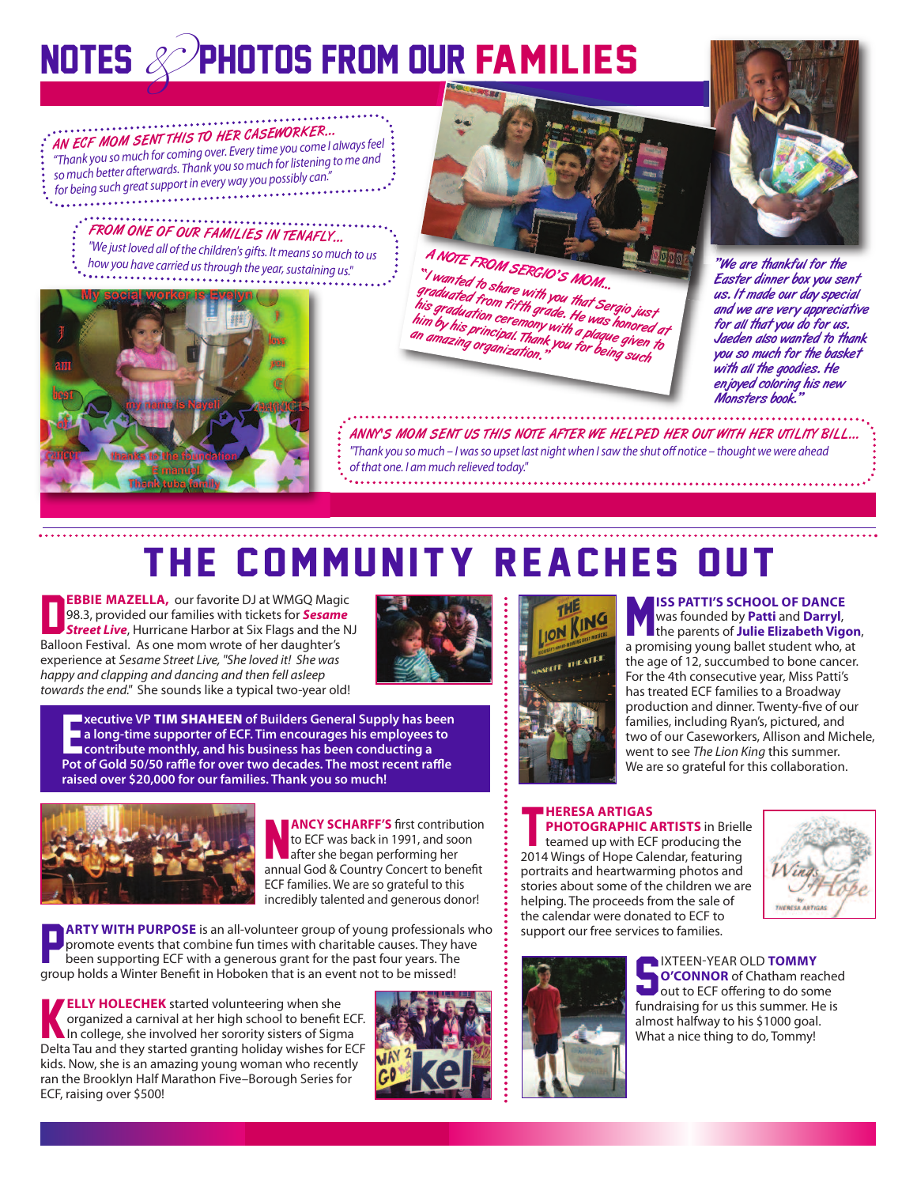# NOTES & PHOTOS FROM OUR FAMILIES

**AN ECF MOM SENT THIS TO HER CASEWORKER...**
*"Thank you so much for coming over. Every time you come I always feel so much better afterwards. Thank you so much for listening to me and for being such great support in every way you possibly can."*

**FROM ONE OF OUR FAMILIES IN TENAFLY...**
*"We just loved all of the children's gifts. It means so much to us how you have carried us through the year, sustaining us."*

**A NOTE FROM SERGIO'S MOM...**
*"I wanted to share with you that Sergio just graduated from fifth grade. He was honored at his graduation ceremony with a plaque given to him by his principal. Thank you for being such an amazing organization."*

*"We are thankful for the Easter dinner box you sent us. It made our day special and we are very appreciative for all that you do for us. Jaeden also wanted to thank you so much for the basket with all the goodies. He enjoyed coloring his new Monsters book."*

**ANNY'S MOM SENT US THIS NOTE AFTER WE HELPED HER OUT WITH HER UTILITY BILL...**
*"Thank you so much – I was so upset last night when I saw the shut off notice – thought we were ahead of that one. I am much relieved today."*

# THE COMMUNITY REACHES OUT

**DEBBIE MAZELLA,** our favorite DJ at WMGQ Magic 98.3, provided our families with tickets for ***Sesame Street Live***, Hurricane Harbor at Six Flags and the NJ Balloon Festival. As one mom wrote of her daughter's experience at *Sesame Street Live, "She loved it! She was happy and clapping and dancing and then fell asleep towards the end*." She sounds like a typical two-year old!

**Executive VP TIM SHAHEEN of Builders General Supply has been a long-time supporter of ECF. Tim encourages his employees to contribute monthly, and his business has been conducting a Pot of Gold 50/50 raffle for over two decades. The most recent raffle raised over $20,000 for our families. Thank you so much!**

**NANCY SCHARFF'S** first contribution to ECF was back in 1991, and soon after she began performing her annual God & Country Concert to benefit ECF families. We are so grateful to this incredibly talented and generous donor!

**PARTY WITH PURPOSE** is an all-volunteer group of young professionals who promote events that combine fun times with charitable causes. They have been supporting ECF with a generous grant for the past four years. The group holds a Winter Benefit in Hoboken that is an event not to be missed!

**KELLY HOLECHEK** started volunteering when she organized a carnival at her high school to benefit ECF. In college, she involved her sorority sisters of Sigma Delta Tau and they started granting holiday wishes for ECF kids. Now, she is an amazing young woman who recently ran the Brooklyn Half Marathon Five–Borough Series for ECF, raising over $500!

**MISS PATTI'S SCHOOL OF DANCE** was founded by **Patti** and **Darryl**, the parents of **Julie Elizabeth Vigon**, a promising young ballet student who, at the age of 12, succumbed to bone cancer. For the 4th consecutive year, Miss Patti's has treated ECF families to a Broadway production and dinner. Twenty-five of our families, including Ryan's, pictured, and two of our Caseworkers, Allison and Michele, went to see *The Lion King* this summer. We are so grateful for this collaboration.

**THERESA ARTIGAS PHOTOGRAPHIC ARTISTS** in Brielle teamed up with ECF producing the 2014 Wings of Hope Calendar, featuring portraits and heartwarming photos and stories about some of the children we are helping. The proceeds from the sale of the calendar were donated to ECF to support our free services to families.

**SIXTEEN-YEAR OLD TOMMY O'CONNOR** of Chatham reached out to ECF offering to do some fundraising for us this summer. He is almost halfway to his $1000 goal. What a nice thing to do, Tommy!